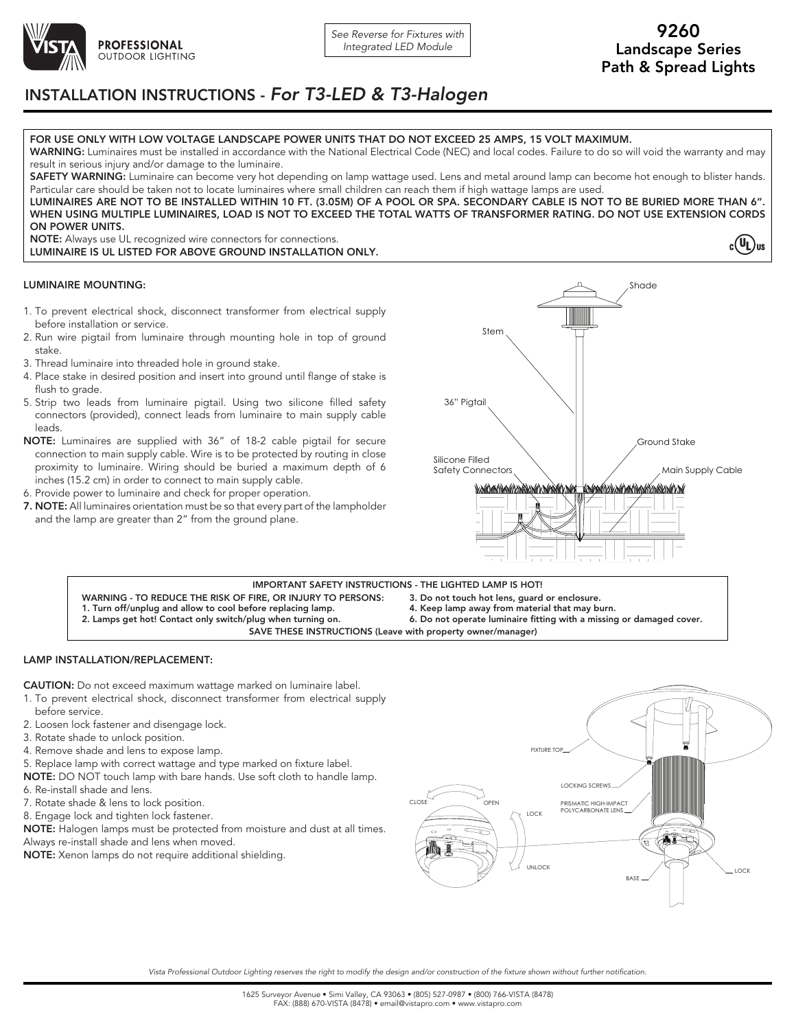**PROFESSIONAL** OUTDOOR LIGHTING

*See Reverse for Fixtures with Integrated LED Module*

# 9260
## Landscape Series Path & Spread Lights

# INSTALLATION INSTRUCTIONS - *For T3-LED & T3-Halogen*

**FOR USE ONLY WITH LOW VOLTAGE LANDSCAPE POWER UNITS THAT DO NOT EXCEED 25 AMPS, 15 VOLT MAXIMUM.**

**WARNING:** Luminaires must be installed in accordance with the National Electrical Code (NEC) and local codes. Failure to do so will void the warranty and may result in serious injury and/or damage to the luminaire.

**SAFETY WARNING:** Luminaire can become very hot depending on lamp wattage used. Lens and metal around lamp can become hot enough to blister hands. Particular care should be taken not to locate luminaires where small children can reach them if high wattage lamps are used.

**LUMINAIRES ARE NOT TO BE INSTALLED WITHIN 10 FT. (3.05M) OF A POOL OR SPA. SECONDARY CABLE IS NOT TO BE BURIED MORE THAN 6". WHEN USING MULTIPLE LUMINAIRES, LOAD IS NOT TO EXCEED THE TOTAL WATTS OF TRANSFORMER RATING. DO NOT USE EXTENSION CORDS ON POWER UNITS.**

**NOTE:** Always use UL recognized wire connectors for connections.

**LUMINAIRE IS UL LISTED FOR ABOVE GROUND INSTALLATION ONLY.**

### LUMINAIRE MOUNTING:

1. To prevent electrical shock, disconnect transformer from electrical supply before installation or service.
2. Run wire pigtail from luminaire through mounting hole in top of ground stake.
3. Thread luminaire into threaded hole in ground stake.
4. Place stake in desired position and insert into ground until flange of stake is flush to grade.
5. Strip two leads from luminaire pigtail. Using two silicone filled safety connectors (provided), connect leads from luminaire to main supply cable leads.

**NOTE:** Luminaires are supplied with 36" of 18-2 cable pigtail for secure connection to main supply cable. Wire is to be protected by routing in close proximity to luminaire. Wiring should be buried a maximum depth of 6 inches (15.2 cm) in order to connect to main supply cable.

6. Provide power to luminaire and check for proper operation.
7. **NOTE:** All luminaires orientation must be so that every part of the lampholder and the lamp are greater than 2" from the ground plane.

Shade · Stem · 36" Pigtail · Ground Stake · Silicone Filled Safety Connectors · Main Supply Cable

**IMPORTANT SAFETY INSTRUCTIONS - THE LIGHTED LAMP IS HOT!**

**WARNING - TO REDUCE THE RISK OF FIRE, OR INJURY TO PERSONS:**
1. **Turn off/unplug and allow to cool before replacing lamp.**
2. **Lamps get hot! Contact only switch/plug when turning on.**
3. **Do not touch hot lens, guard or enclosure.**
4. **Keep lamp away from material that may burn.**
6. **Do not operate luminaire fitting with a missing or damaged cover.**

**SAVE THESE INSTRUCTIONS (Leave with property owner/manager)**

### LAMP INSTALLATION/REPLACEMENT:

**CAUTION:** Do not exceed maximum wattage marked on luminaire label.

1. To prevent electrical shock, disconnect transformer from electrical supply before service.
2. Loosen lock fastener and disengage lock.
3. Rotate shade to unlock position.
4. Remove shade and lens to expose lamp.
5. Replace lamp with correct wattage and type marked on fixture label.

**NOTE:** DO NOT touch lamp with bare hands. Use soft cloth to handle lamp.

6. Re-install shade and lens.
7. Rotate shade & lens to lock position.
8. Engage lock and tighten lock fastener.

**NOTE:** Halogen lamps must be protected from moisture and dust at all times. Always re-install shade and lens when moved.

**NOTE:** Xenon lamps do not require additional shielding.

FIXTURE TOP · LOCKING SCREWS · PRISMATIC HIGH-IMPACT POLYCARBONATE LENS · CLOSE · OPEN · LOCK · UNLOCK · BASE · LOCK

*Vista Professional Outdoor Lighting reserves the right to modify the design and/or construction of the fixture shown without further notification.*

1625 Surveyor Avenue • Simi Valley, CA 93063 • (805) 527-0987 • (800) 766-VISTA (8478)
FAX: (888) 670-VISTA (8478) • email@vistapro.com • www.vistapro.com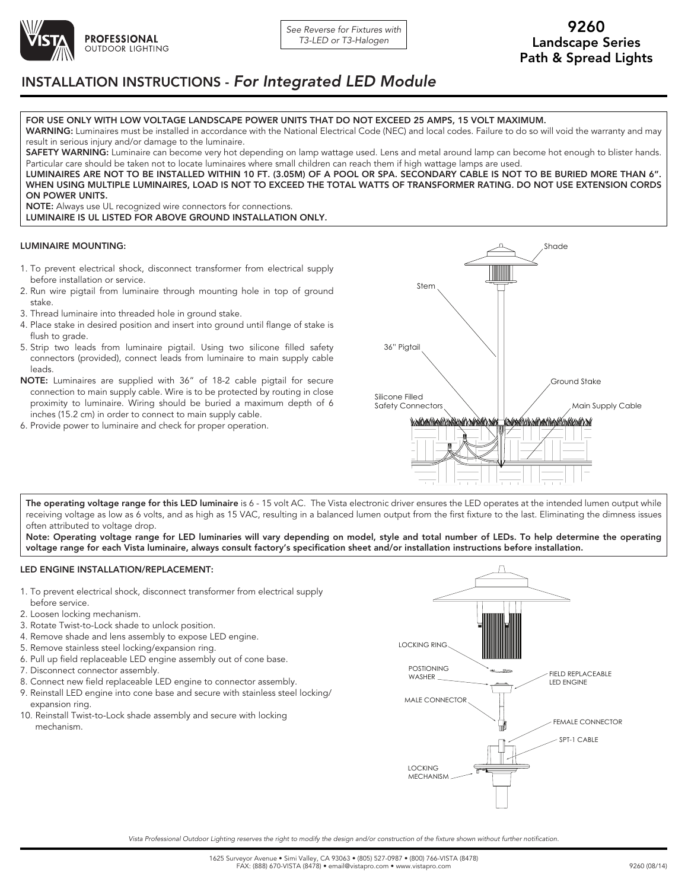PROFESSIONAL
OUTDOOR LIGHTING

*See Reverse for Fixtures with T3-LED or T3-Halogen*

# 9260
## Landscape Series
## Path & Spread Lights

# INSTALLATION INSTRUCTIONS - *For Integrated LED Module*

**FOR USE ONLY WITH LOW VOLTAGE LANDSCAPE POWER UNITS THAT DO NOT EXCEED 25 AMPS, 15 VOLT MAXIMUM.**
**WARNING:** Luminaires must be installed in accordance with the National Electrical Code (NEC) and local codes. Failure to do so will void the warranty and may result in serious injury and/or damage to the luminaire.
**SAFETY WARNING:** Luminaire can become very hot depending on lamp wattage used. Lens and metal around lamp can become hot enough to blister hands. Particular care should be taken not to locate luminaires where small children can reach them if high wattage lamps are used.
**LUMINAIRES ARE NOT TO BE INSTALLED WITHIN 10 FT. (3.05M) OF A POOL OR SPA. SECONDARY CABLE IS NOT TO BE BURIED MORE THAN 6". WHEN USING MULTIPLE LUMINAIRES, LOAD IS NOT TO EXCEED THE TOTAL WATTS OF TRANSFORMER RATING. DO NOT USE EXTENSION CORDS ON POWER UNITS.**
**NOTE:** Always use UL recognized wire connectors for connections.
**LUMINAIRE IS UL LISTED FOR ABOVE GROUND INSTALLATION ONLY.**

### LUMINAIRE MOUNTING:

1. To prevent electrical shock, disconnect transformer from electrical supply before installation or service.
2. Run wire pigtail from luminaire through mounting hole in top of ground stake.
3. Thread luminaire into threaded hole in ground stake.
4. Place stake in desired position and insert into ground until flange of stake is flush to grade.
5. Strip two leads from luminaire pigtail. Using two silicone filled safety connectors (provided), connect leads from luminaire to main supply cable leads.

**NOTE:** Luminaires are supplied with 36" of 18-2 cable pigtail for secure connection to main supply cable. Wire is to be protected by routing in close proximity to luminaire. Wiring should be buried a maximum depth of 6 inches (15.2 cm) in order to connect to main supply cable.

6. Provide power to luminaire and check for proper operation.

Shade
Stem
36" Pigtail
Ground Stake
Silicone Filled Safety Connectors
Main Supply Cable

**The operating voltage range for this LED luminaire** is 6 - 15 volt AC. The Vista electronic driver ensures the LED operates at the intended lumen output while receiving voltage as low as 6 volts, and as high as 15 VAC, resulting in a balanced lumen output from the first fixture to the last. Eliminating the dimness issues often attributed to voltage drop.
**Note: Operating voltage range for LED luminaries will vary depending on model, style and total number of LEDs. To help determine the operating voltage range for each Vista luminaire, always consult factory's specification sheet and/or installation instructions before installation.**

### LED ENGINE INSTALLATION/REPLACEMENT:

1. To prevent electrical shock, disconnect transformer from electrical supply before service.
2. Loosen locking mechanism.
3. Rotate Twist-to-Lock shade to unlock position.
4. Remove shade and lens assembly to expose LED engine.
5. Remove stainless steel locking/expansion ring.
6. Pull up field replaceable LED engine assembly out of cone base.
7. Disconnect connector assembly.
8. Connect new field replaceable LED engine to connector assembly.
9. Reinstall LED engine into cone base and secure with stainless steel locking/expansion ring.
10. Reinstall Twist-to-Lock shade assembly and secure with locking mechanism.

LOCKING RING
POSTIONING WASHER
FIELD REPLACEABLE LED ENGINE
MALE CONNECTOR
FEMALE CONNECTOR
SPT-1 CABLE
LOCKING MECHANISM

*Vista Professional Outdoor Lighting reserves the right to modify the design and/or construction of the fixture shown without further notification.*

1625 Surveyor Avenue • Simi Valley, CA 93063 • (805) 527-0987 • (800) 766-VISTA (8478)
FAX: (888) 670-VISTA (8478) • email@vistapro.com • www.vistapro.com

9260 (08/14)